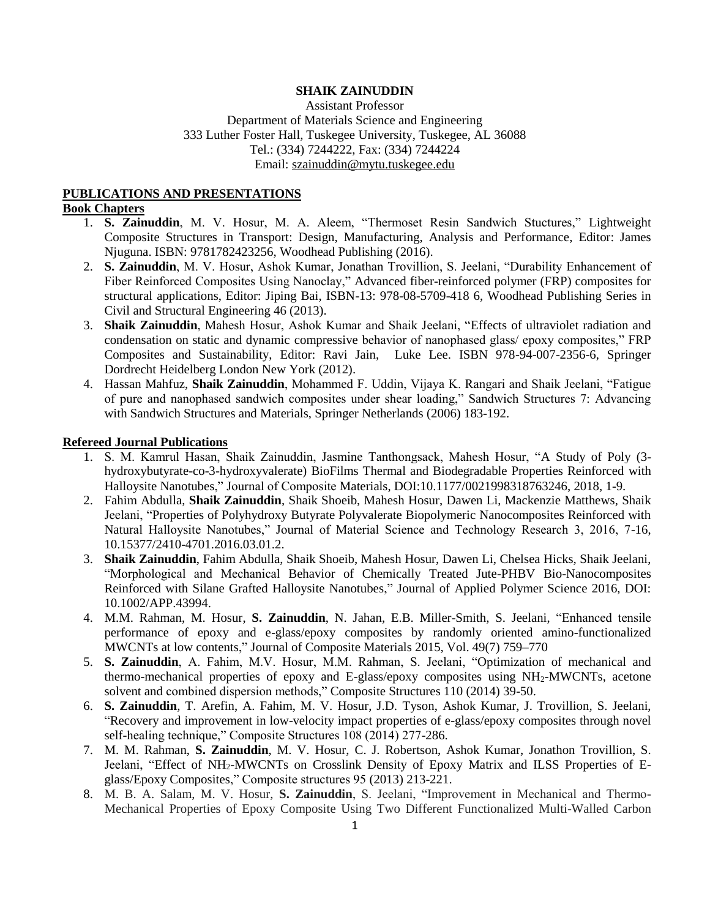**SHAIK ZAINUDDIN**

Assistant Professor
Department of Materials Science and Engineering
333 Luther Foster Hall, Tuskegee University, Tuskegee, AL 36088
Tel.: (334) 7244222, Fax: (334) 7244224
Email: szainuddin@mytu.tuskegee.edu

## PUBLICATIONS AND PRESENTATIONS

### Book Chapters

1. **S. Zainuddin**, M. V. Hosur, M. A. Aleem, "Thermoset Resin Sandwich Stuctures," Lightweight Composite Structures in Transport: Design, Manufacturing, Analysis and Performance, Editor: James Njuguna. ISBN: 9781782423256, Woodhead Publishing (2016).
2. **S. Zainuddin**, M. V. Hosur, Ashok Kumar, Jonathan Trovillion, S. Jeelani, "Durability Enhancement of Fiber Reinforced Composites Using Nanoclay," Advanced fiber-reinforced polymer (FRP) composites for structural applications, Editor: Jiping Bai, ISBN-13: 978-08-5709-418 6, Woodhead Publishing Series in Civil and Structural Engineering 46 (2013).
3. **Shaik Zainuddin**, Mahesh Hosur, Ashok Kumar and Shaik Jeelani, "Effects of ultraviolet radiation and condensation on static and dynamic compressive behavior of nanophased glass/ epoxy composites," FRP Composites and Sustainability, Editor: Ravi Jain, Luke Lee. ISBN 978-94-007-2356-6, Springer Dordrecht Heidelberg London New York (2012).
4. Hassan Mahfuz, **Shaik Zainuddin**, Mohammed F. Uddin, Vijaya K. Rangari and Shaik Jeelani, "Fatigue of pure and nanophased sandwich composites under shear loading," Sandwich Structures 7: Advancing with Sandwich Structures and Materials, Springer Netherlands (2006) 183-192.

### Refereed Journal Publications

1. S. M. Kamrul Hasan, Shaik Zainuddin, Jasmine Tanthongsack, Mahesh Hosur, "A Study of Poly (3-hydroxybutyrate-co-3-hydroxyvalerate) BioFilms Thermal and Biodegradable Properties Reinforced with Halloysite Nanotubes," Journal of Composite Materials, DOI:10.1177/0021998318763246, 2018, 1-9.
2. Fahim Abdulla, **Shaik Zainuddin**, Shaik Shoeib, Mahesh Hosur, Dawen Li, Mackenzie Matthews, Shaik Jeelani, "Properties of Polyhydroxy Butyrate Polyvalerate Biopolymeric Nanocomposites Reinforced with Natural Halloysite Nanotubes," Journal of Material Science and Technology Research 3, 2016, 7-16, 10.15377/2410-4701.2016.03.01.2.
3. **Shaik Zainuddin**, Fahim Abdulla, Shaik Shoeib, Mahesh Hosur, Dawen Li, Chelsea Hicks, Shaik Jeelani, "Morphological and Mechanical Behavior of Chemically Treated Jute-PHBV Bio-Nanocomposites Reinforced with Silane Grafted Halloysite Nanotubes," Journal of Applied Polymer Science 2016, DOI: 10.1002/APP.43994.
4. M.M. Rahman, M. Hosur, **S. Zainuddin**, N. Jahan, E.B. Miller-Smith, S. Jeelani, "Enhanced tensile performance of epoxy and e-glass/epoxy composites by randomly oriented amino-functionalized MWCNTs at low contents," Journal of Composite Materials 2015, Vol. 49(7) 759–770
5. **S. Zainuddin**, A. Fahim, M.V. Hosur, M.M. Rahman, S. Jeelani, "Optimization of mechanical and thermo-mechanical properties of epoxy and E-glass/epoxy composites using $NH_2$-MWCNTs, acetone solvent and combined dispersion methods," Composite Structures 110 (2014) 39-50.
6. **S. Zainuddin**, T. Arefin, A. Fahim, M. V. Hosur, J.D. Tyson, Ashok Kumar, J. Trovillion, S. Jeelani, "Recovery and improvement in low-velocity impact properties of e-glass/epoxy composites through novel self-healing technique," Composite Structures 108 (2014) 277-286.
7. M. M. Rahman, **S. Zainuddin**, M. V. Hosur, C. J. Robertson, Ashok Kumar, Jonathon Trovillion, S. Jeelani, "Effect of $NH_2$-MWCNTs on Crosslink Density of Epoxy Matrix and ILSS Properties of E-glass/Epoxy Composites," Composite structures 95 (2013) 213-221.
8. M. B. A. Salam, M. V. Hosur, **S. Zainuddin**, S. Jeelani, "Improvement in Mechanical and Thermo-Mechanical Properties of Epoxy Composite Using Two Different Functionalized Multi-Walled Carbon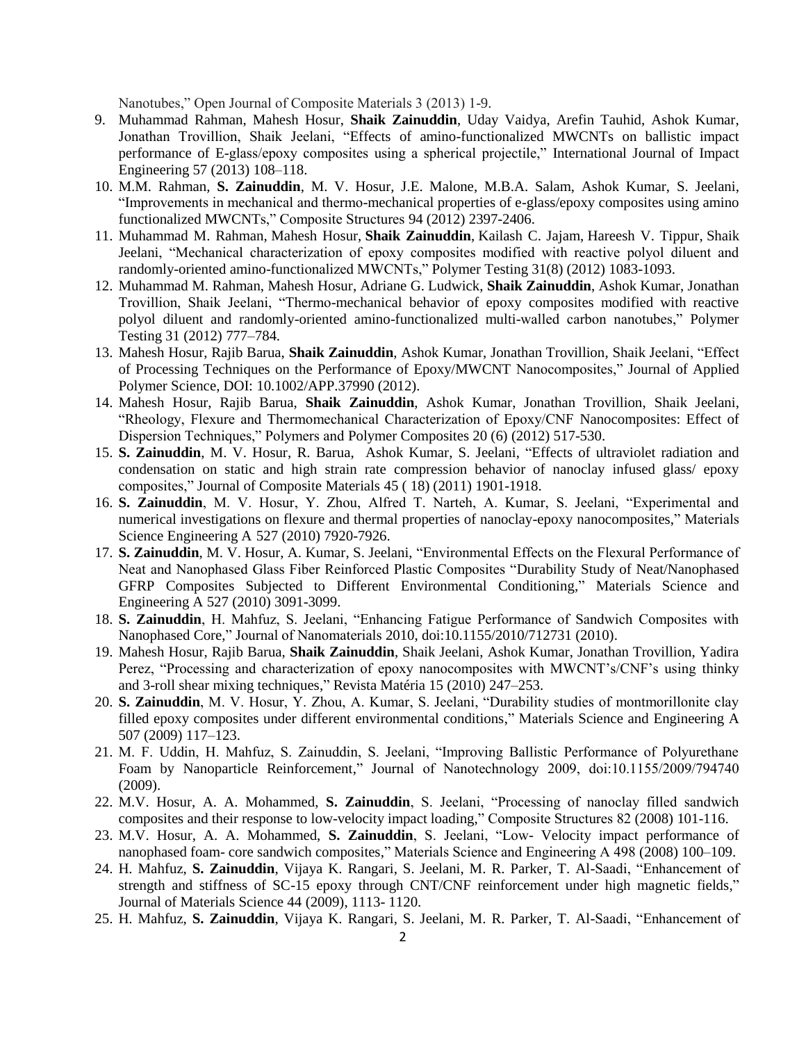Nanotubes," Open Journal of Composite Materials 3 (2013) 1-9.

9. Muhammad Rahman, Mahesh Hosur, **Shaik Zainuddin**, Uday Vaidya, Arefin Tauhid, Ashok Kumar, Jonathan Trovillion, Shaik Jeelani, "Effects of amino-functionalized MWCNTs on ballistic impact performance of E-glass/epoxy composites using a spherical projectile," International Journal of Impact Engineering 57 (2013) 108–118.
10. M.M. Rahman, **S. Zainuddin**, M. V. Hosur, J.E. Malone, M.B.A. Salam, Ashok Kumar, S. Jeelani, "Improvements in mechanical and thermo-mechanical properties of e-glass/epoxy composites using amino functionalized MWCNTs," Composite Structures 94 (2012) 2397-2406.
11. Muhammad M. Rahman, Mahesh Hosur, **Shaik Zainuddin**, Kailash C. Jajam, Hareesh V. Tippur, Shaik Jeelani, "Mechanical characterization of epoxy composites modified with reactive polyol diluent and randomly-oriented amino-functionalized MWCNTs," Polymer Testing 31(8) (2012) 1083-1093.
12. Muhammad M. Rahman, Mahesh Hosur, Adriane G. Ludwick, **Shaik Zainuddin**, Ashok Kumar, Jonathan Trovillion, Shaik Jeelani, "Thermo-mechanical behavior of epoxy composites modified with reactive polyol diluent and randomly-oriented amino-functionalized multi-walled carbon nanotubes," Polymer Testing 31 (2012) 777–784.
13. Mahesh Hosur, Rajib Barua, **Shaik Zainuddin**, Ashok Kumar, Jonathan Trovillion, Shaik Jeelani, "Effect of Processing Techniques on the Performance of Epoxy/MWCNT Nanocomposites," Journal of Applied Polymer Science, DOI: 10.1002/APP.37990 (2012).
14. Mahesh Hosur, Rajib Barua, **Shaik Zainuddin**, Ashok Kumar, Jonathan Trovillion, Shaik Jeelani, "Rheology, Flexure and Thermomechanical Characterization of Epoxy/CNF Nanocomposites: Effect of Dispersion Techniques," Polymers and Polymer Composites 20 (6) (2012) 517-530.
15. **S. Zainuddin**, M. V. Hosur, R. Barua, Ashok Kumar, S. Jeelani, "Effects of ultraviolet radiation and condensation on static and high strain rate compression behavior of nanoclay infused glass/ epoxy composites," Journal of Composite Materials 45 ( 18) (2011) 1901-1918.
16. **S. Zainuddin**, M. V. Hosur, Y. Zhou, Alfred T. Narteh, A. Kumar, S. Jeelani, "Experimental and numerical investigations on flexure and thermal properties of nanoclay-epoxy nanocomposites," Materials Science Engineering A 527 (2010) 7920-7926.
17. **S. Zainuddin**, M. V. Hosur, A. Kumar, S. Jeelani, "Environmental Effects on the Flexural Performance of Neat and Nanophased Glass Fiber Reinforced Plastic Composites "Durability Study of Neat/Nanophased GFRP Composites Subjected to Different Environmental Conditioning," Materials Science and Engineering A 527 (2010) 3091-3099.
18. **S. Zainuddin**, H. Mahfuz, S. Jeelani, "Enhancing Fatigue Performance of Sandwich Composites with Nanophased Core," Journal of Nanomaterials 2010, doi:10.1155/2010/712731 (2010).
19. Mahesh Hosur, Rajib Barua, **Shaik Zainuddin**, Shaik Jeelani, Ashok Kumar, Jonathan Trovillion, Yadira Perez, "Processing and characterization of epoxy nanocomposites with MWCNT's/CNF's using thinky and 3-roll shear mixing techniques," Revista Matéria 15 (2010) 247–253.
20. **S. Zainuddin**, M. V. Hosur, Y. Zhou, A. Kumar, S. Jeelani, "Durability studies of montmorillonite clay filled epoxy composites under different environmental conditions," Materials Science and Engineering A 507 (2009) 117–123.
21. M. F. Uddin, H. Mahfuz, S. Zainuddin, S. Jeelani, "Improving Ballistic Performance of Polyurethane Foam by Nanoparticle Reinforcement," Journal of Nanotechnology 2009, doi:10.1155/2009/794740 (2009).
22. M.V. Hosur, A. A. Mohammed, **S. Zainuddin**, S. Jeelani, "Processing of nanoclay filled sandwich composites and their response to low-velocity impact loading," Composite Structures 82 (2008) 101-116.
23. M.V. Hosur, A. A. Mohammed, **S. Zainuddin**, S. Jeelani, "Low- Velocity impact performance of nanophased foam- core sandwich composites," Materials Science and Engineering A 498 (2008) 100–109.
24. H. Mahfuz, **S. Zainuddin**, Vijaya K. Rangari, S. Jeelani, M. R. Parker, T. Al-Saadi, "Enhancement of strength and stiffness of SC-15 epoxy through CNT/CNF reinforcement under high magnetic fields," Journal of Materials Science 44 (2009), 1113- 1120.
25. H. Mahfuz, **S. Zainuddin**, Vijaya K. Rangari, S. Jeelani, M. R. Parker, T. Al-Saadi, "Enhancement of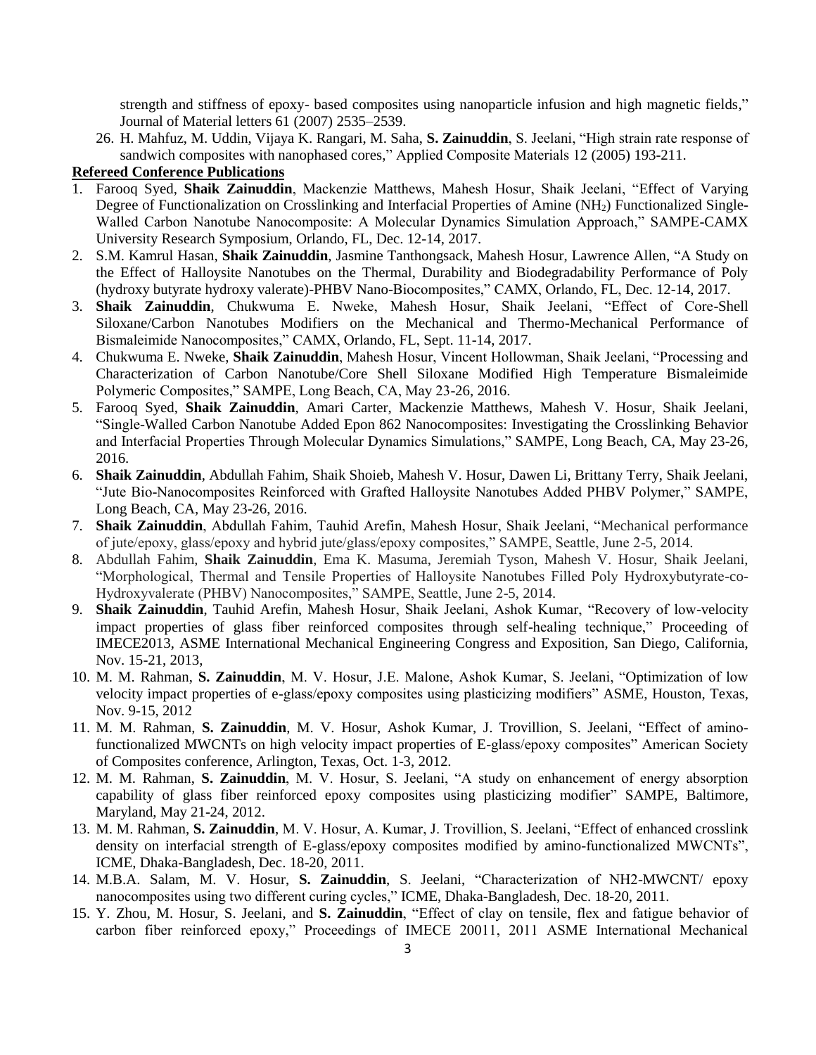strength and stiffness of epoxy- based composites using nanoparticle infusion and high magnetic fields," Journal of Material letters 61 (2007) 2535–2539.

26. H. Mahfuz, M. Uddin, Vijaya K. Rangari, M. Saha, **S. Zainuddin**, S. Jeelani, "High strain rate response of sandwich composites with nanophased cores," Applied Composite Materials 12 (2005) 193-211.

**Refereed Conference Publications**

1. Farooq Syed, **Shaik Zainuddin**, Mackenzie Matthews, Mahesh Hosur, Shaik Jeelani, "Effect of Varying Degree of Functionalization on Crosslinking and Interfacial Properties of Amine ($NH_2$) Functionalized Single-Walled Carbon Nanotube Nanocomposite: A Molecular Dynamics Simulation Approach," SAMPE-CAMX University Research Symposium, Orlando, FL, Dec. 12-14, 2017.
2. S.M. Kamrul Hasan, **Shaik Zainuddin**, Jasmine Tanthongsack, Mahesh Hosur, Lawrence Allen, "A Study on the Effect of Halloysite Nanotubes on the Thermal, Durability and Biodegradability Performance of Poly (hydroxy butyrate hydroxy valerate)-PHBV Nano-Biocomposites," CAMX, Orlando, FL, Dec. 12-14, 2017.
3. **Shaik Zainuddin**, Chukwuma E. Nweke, Mahesh Hosur, Shaik Jeelani, "Effect of Core-Shell Siloxane/Carbon Nanotubes Modifiers on the Mechanical and Thermo-Mechanical Performance of Bismaleimide Nanocomposites," CAMX, Orlando, FL, Sept. 11-14, 2017.
4. Chukwuma E. Nweke, **Shaik Zainuddin**, Mahesh Hosur, Vincent Hollowman, Shaik Jeelani, "Processing and Characterization of Carbon Nanotube/Core Shell Siloxane Modified High Temperature Bismaleimide Polymeric Composites," SAMPE, Long Beach, CA, May 23-26, 2016.
5. Farooq Syed, **Shaik Zainuddin**, Amari Carter, Mackenzie Matthews, Mahesh V. Hosur, Shaik Jeelani, "Single-Walled Carbon Nanotube Added Epon 862 Nanocomposites: Investigating the Crosslinking Behavior and Interfacial Properties Through Molecular Dynamics Simulations," SAMPE, Long Beach, CA, May 23-26, 2016.
6. **Shaik Zainuddin**, Abdullah Fahim, Shaik Shoieb, Mahesh V. Hosur, Dawen Li, Brittany Terry, Shaik Jeelani, "Jute Bio-Nanocomposites Reinforced with Grafted Halloysite Nanotubes Added PHBV Polymer," SAMPE, Long Beach, CA, May 23-26, 2016.
7. **Shaik Zainuddin**, Abdullah Fahim, Tauhid Arefin, Mahesh Hosur, Shaik Jeelani, "Mechanical performance of jute/epoxy, glass/epoxy and hybrid jute/glass/epoxy composites," SAMPE, Seattle, June 2-5, 2014.
8. Abdullah Fahim, **Shaik Zainuddin**, Ema K. Masuma, Jeremiah Tyson, Mahesh V. Hosur, Shaik Jeelani, "Morphological, Thermal and Tensile Properties of Halloysite Nanotubes Filled Poly Hydroxybutyrate-co-Hydroxyvalerate (PHBV) Nanocomposites," SAMPE, Seattle, June 2-5, 2014.
9. **Shaik Zainuddin**, Tauhid Arefin, Mahesh Hosur, Shaik Jeelani, Ashok Kumar, "Recovery of low-velocity impact properties of glass fiber reinforced composites through self-healing technique," Proceeding of IMECE2013, ASME International Mechanical Engineering Congress and Exposition, San Diego, California, Nov. 15-21, 2013,
10. M. M. Rahman, **S. Zainuddin**, M. V. Hosur, J.E. Malone, Ashok Kumar, S. Jeelani, "Optimization of low velocity impact properties of e-glass/epoxy composites using plasticizing modifiers" ASME, Houston, Texas, Nov. 9-15, 2012
11. M. M. Rahman, **S. Zainuddin**, M. V. Hosur, Ashok Kumar, J. Trovillion, S. Jeelani, "Effect of amino-functionalized MWCNTs on high velocity impact properties of E-glass/epoxy composites" American Society of Composites conference, Arlington, Texas, Oct. 1-3, 2012.
12. M. M. Rahman, **S. Zainuddin**, M. V. Hosur, S. Jeelani, "A study on enhancement of energy absorption capability of glass fiber reinforced epoxy composites using plasticizing modifier" SAMPE, Baltimore, Maryland, May 21-24, 2012.
13. M. M. Rahman, **S. Zainuddin**, M. V. Hosur, A. Kumar, J. Trovillion, S. Jeelani, "Effect of enhanced crosslink density on interfacial strength of E-glass/epoxy composites modified by amino-functionalized MWCNTs", ICME, Dhaka-Bangladesh, Dec. 18-20, 2011.
14. M.B.A. Salam, M. V. Hosur, **S. Zainuddin**, S. Jeelani, "Characterization of NH2-MWCNT/ epoxy nanocomposites using two different curing cycles," ICME, Dhaka-Bangladesh, Dec. 18-20, 2011.
15. Y. Zhou, M. Hosur, S. Jeelani, and **S. Zainuddin**, "Effect of clay on tensile, flex and fatigue behavior of carbon fiber reinforced epoxy," Proceedings of IMECE 20011, 2011 ASME International Mechanical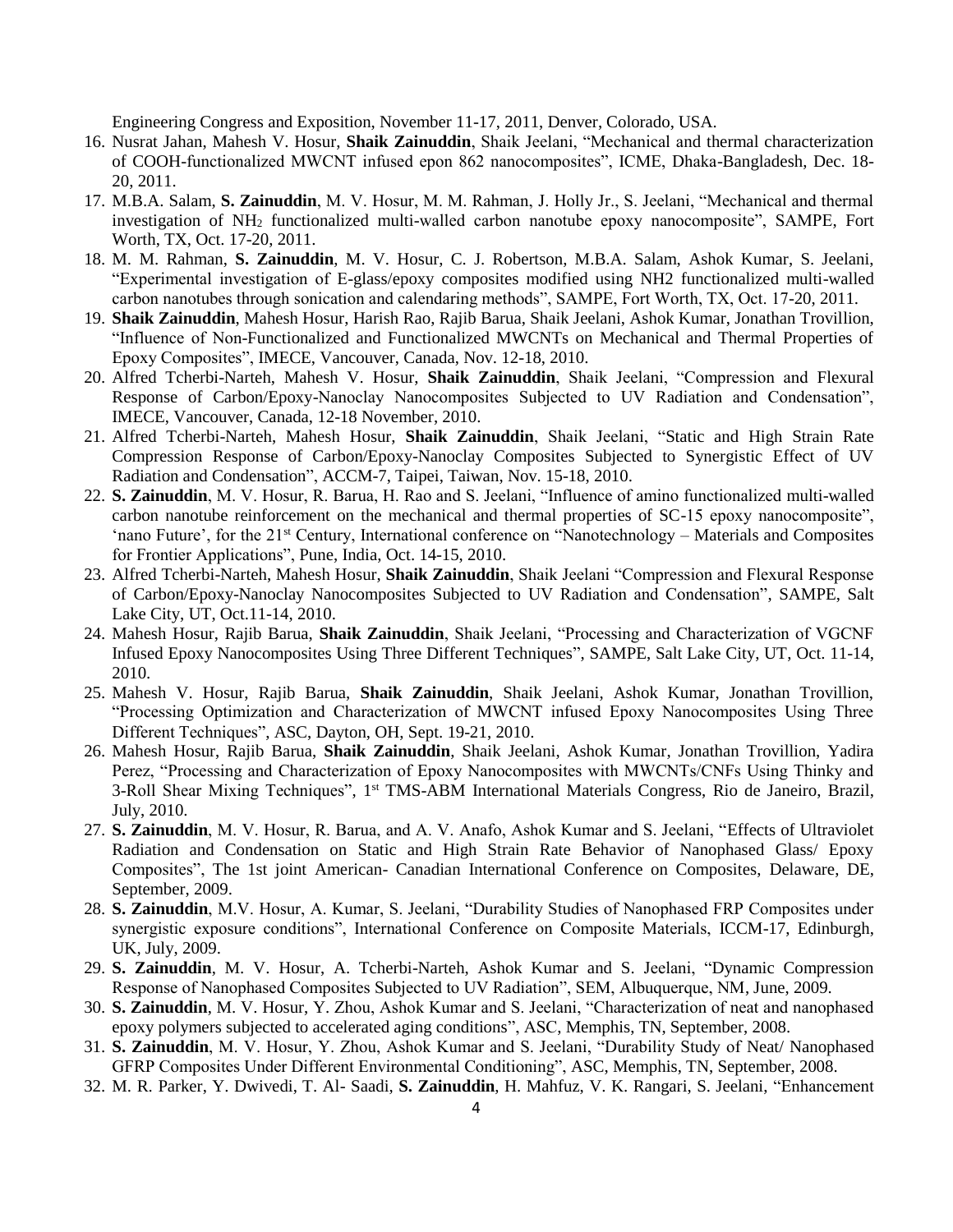Engineering Congress and Exposition, November 11-17, 2011, Denver, Colorado, USA.

16. Nusrat Jahan, Mahesh V. Hosur, **Shaik Zainuddin**, Shaik Jeelani, "Mechanical and thermal characterization of COOH-functionalized MWCNT infused epon 862 nanocomposites", ICME, Dhaka-Bangladesh, Dec. 18-20, 2011.
17. M.B.A. Salam, **S. Zainuddin**, M. V. Hosur, M. M. Rahman, J. Holly Jr., S. Jeelani, "Mechanical and thermal investigation of $NH_2$ functionalized multi-walled carbon nanotube epoxy nanocomposite", SAMPE, Fort Worth, TX, Oct. 17-20, 2011.
18. M. M. Rahman, **S. Zainuddin**, M. V. Hosur, C. J. Robertson, M.B.A. Salam, Ashok Kumar, S. Jeelani, "Experimental investigation of E-glass/epoxy composites modified using NH2 functionalized multi-walled carbon nanotubes through sonication and calendaring methods", SAMPE, Fort Worth, TX, Oct. 17-20, 2011.
19. **Shaik Zainuddin**, Mahesh Hosur, Harish Rao, Rajib Barua, Shaik Jeelani, Ashok Kumar, Jonathan Trovillion, "Influence of Non-Functionalized and Functionalized MWCNTs on Mechanical and Thermal Properties of Epoxy Composites", IMECE, Vancouver, Canada, Nov. 12-18, 2010.
20. Alfred Tcherbi-Narteh, Mahesh V. Hosur, **Shaik Zainuddin**, Shaik Jeelani, "Compression and Flexural Response of Carbon/Epoxy-Nanoclay Nanocomposites Subjected to UV Radiation and Condensation", IMECE, Vancouver, Canada, 12-18 November, 2010.
21. Alfred Tcherbi-Narteh, Mahesh Hosur, **Shaik Zainuddin**, Shaik Jeelani, "Static and High Strain Rate Compression Response of Carbon/Epoxy-Nanoclay Composites Subjected to Synergistic Effect of UV Radiation and Condensation", ACCM-7, Taipei, Taiwan, Nov. 15-18, 2010.
22. **S. Zainuddin**, M. V. Hosur, R. Barua, H. Rao and S. Jeelani, "Influence of amino functionalized multi-walled carbon nanotube reinforcement on the mechanical and thermal properties of SC-15 epoxy nanocomposite", 'nano Future', for the 21st Century, International conference on "Nanotechnology – Materials and Composites for Frontier Applications", Pune, India, Oct. 14-15, 2010.
23. Alfred Tcherbi-Narteh, Mahesh Hosur, **Shaik Zainuddin**, Shaik Jeelani "Compression and Flexural Response of Carbon/Epoxy-Nanoclay Nanocomposites Subjected to UV Radiation and Condensation", SAMPE, Salt Lake City, UT, Oct.11-14, 2010.
24. Mahesh Hosur, Rajib Barua, **Shaik Zainuddin**, Shaik Jeelani, "Processing and Characterization of VGCNF Infused Epoxy Nanocomposites Using Three Different Techniques", SAMPE, Salt Lake City, UT, Oct. 11-14, 2010.
25. Mahesh V. Hosur, Rajib Barua, **Shaik Zainuddin**, Shaik Jeelani, Ashok Kumar, Jonathan Trovillion, "Processing Optimization and Characterization of MWCNT infused Epoxy Nanocomposites Using Three Different Techniques", ASC, Dayton, OH, Sept. 19-21, 2010.
26. Mahesh Hosur, Rajib Barua, **Shaik Zainuddin**, Shaik Jeelani, Ashok Kumar, Jonathan Trovillion, Yadira Perez, "Processing and Characterization of Epoxy Nanocomposites with MWCNTs/CNFs Using Thinky and 3-Roll Shear Mixing Techniques", 1st TMS-ABM International Materials Congress, Rio de Janeiro, Brazil, July, 2010.
27. **S. Zainuddin**, M. V. Hosur, R. Barua, and A. V. Anafo, Ashok Kumar and S. Jeelani, "Effects of Ultraviolet Radiation and Condensation on Static and High Strain Rate Behavior of Nanophased Glass/ Epoxy Composites", The 1st joint American- Canadian International Conference on Composites, Delaware, DE, September, 2009.
28. **S. Zainuddin**, M.V. Hosur, A. Kumar, S. Jeelani, "Durability Studies of Nanophased FRP Composites under synergistic exposure conditions", International Conference on Composite Materials, ICCM-17, Edinburgh, UK, July, 2009.
29. **S. Zainuddin**, M. V. Hosur, A. Tcherbi-Narteh, Ashok Kumar and S. Jeelani, "Dynamic Compression Response of Nanophased Composites Subjected to UV Radiation", SEM, Albuquerque, NM, June, 2009.
30. **S. Zainuddin**, M. V. Hosur, Y. Zhou, Ashok Kumar and S. Jeelani, "Characterization of neat and nanophased epoxy polymers subjected to accelerated aging conditions", ASC, Memphis, TN, September, 2008.
31. **S. Zainuddin**, M. V. Hosur, Y. Zhou, Ashok Kumar and S. Jeelani, "Durability Study of Neat/ Nanophased GFRP Composites Under Different Environmental Conditioning", ASC, Memphis, TN, September, 2008.
32. M. R. Parker, Y. Dwivedi, T. Al- Saadi, **S. Zainuddin**, H. Mahfuz, V. K. Rangari, S. Jeelani, "Enhancement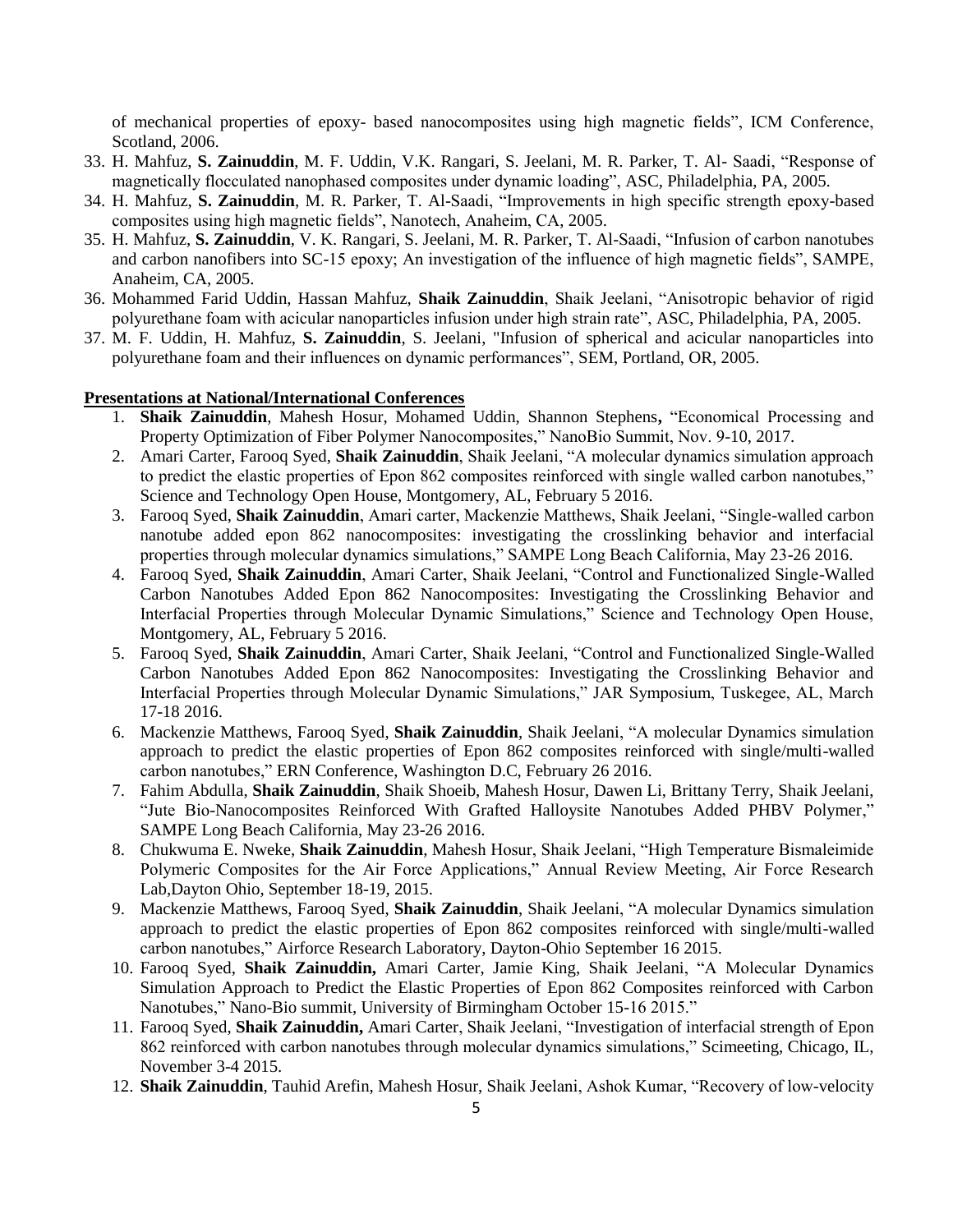of mechanical properties of epoxy- based nanocomposites using high magnetic fields", ICM Conference, Scotland, 2006.

33. H. Mahfuz, **S. Zainuddin**, M. F. Uddin, V.K. Rangari, S. Jeelani, M. R. Parker, T. Al- Saadi, "Response of magnetically flocculated nanophased composites under dynamic loading", ASC, Philadelphia, PA, 2005.
34. H. Mahfuz, **S. Zainuddin**, M. R. Parker, T. Al-Saadi, "Improvements in high specific strength epoxy-based composites using high magnetic fields", Nanotech, Anaheim, CA, 2005.
35. H. Mahfuz, **S. Zainuddin**, V. K. Rangari, S. Jeelani, M. R. Parker, T. Al-Saadi, "Infusion of carbon nanotubes and carbon nanofibers into SC-15 epoxy; An investigation of the influence of high magnetic fields", SAMPE, Anaheim, CA, 2005.
36. Mohammed Farid Uddin, Hassan Mahfuz, **Shaik Zainuddin**, Shaik Jeelani, "Anisotropic behavior of rigid polyurethane foam with acicular nanoparticles infusion under high strain rate", ASC, Philadelphia, PA, 2005.
37. M. F. Uddin, H. Mahfuz, **S. Zainuddin**, S. Jeelani, "Infusion of spherical and acicular nanoparticles into polyurethane foam and their influences on dynamic performances", SEM, Portland, OR, 2005.

**Presentations at National/International Conferences**

1. **Shaik Zainuddin**, Mahesh Hosur, Mohamed Uddin, Shannon Stephens**,** "Economical Processing and Property Optimization of Fiber Polymer Nanocomposites," NanoBio Summit, Nov. 9-10, 2017.
2. Amari Carter, Farooq Syed, **Shaik Zainuddin**, Shaik Jeelani, "A molecular dynamics simulation approach to predict the elastic properties of Epon 862 composites reinforced with single walled carbon nanotubes," Science and Technology Open House, Montgomery, AL, February 5 2016.
3. Farooq Syed, **Shaik Zainuddin**, Amari carter, Mackenzie Matthews, Shaik Jeelani, "Single-walled carbon nanotube added epon 862 nanocomposites: investigating the crosslinking behavior and interfacial properties through molecular dynamics simulations," SAMPE Long Beach California, May 23-26 2016.
4. Farooq Syed, **Shaik Zainuddin**, Amari Carter, Shaik Jeelani, "Control and Functionalized Single-Walled Carbon Nanotubes Added Epon 862 Nanocomposites: Investigating the Crosslinking Behavior and Interfacial Properties through Molecular Dynamic Simulations," Science and Technology Open House, Montgomery, AL, February 5 2016.
5. Farooq Syed, **Shaik Zainuddin**, Amari Carter, Shaik Jeelani, "Control and Functionalized Single-Walled Carbon Nanotubes Added Epon 862 Nanocomposites: Investigating the Crosslinking Behavior and Interfacial Properties through Molecular Dynamic Simulations," JAR Symposium, Tuskegee, AL, March 17-18 2016.
6. Mackenzie Matthews, Farooq Syed, **Shaik Zainuddin**, Shaik Jeelani, "A molecular Dynamics simulation approach to predict the elastic properties of Epon 862 composites reinforced with single/multi-walled carbon nanotubes," ERN Conference, Washington D.C, February 26 2016.
7. Fahim Abdulla, **Shaik Zainuddin**, Shaik Shoeib, Mahesh Hosur, Dawen Li, Brittany Terry, Shaik Jeelani, "Jute Bio-Nanocomposites Reinforced With Grafted Halloysite Nanotubes Added PHBV Polymer," SAMPE Long Beach California, May 23-26 2016.
8. Chukwuma E. Nweke, **Shaik Zainuddin**, Mahesh Hosur, Shaik Jeelani, "High Temperature Bismaleimide Polymeric Composites for the Air Force Applications," Annual Review Meeting, Air Force Research Lab,Dayton Ohio, September 18-19, 2015.
9. Mackenzie Matthews, Farooq Syed, **Shaik Zainuddin**, Shaik Jeelani, "A molecular Dynamics simulation approach to predict the elastic properties of Epon 862 composites reinforced with single/multi-walled carbon nanotubes," Airforce Research Laboratory, Dayton-Ohio September 16 2015.
10. Farooq Syed, **Shaik Zainuddin,** Amari Carter, Jamie King, Shaik Jeelani, "A Molecular Dynamics Simulation Approach to Predict the Elastic Properties of Epon 862 Composites reinforced with Carbon Nanotubes," Nano-Bio summit, University of Birmingham October 15-16 2015."
11. Farooq Syed, **Shaik Zainuddin,** Amari Carter, Shaik Jeelani, "Investigation of interfacial strength of Epon 862 reinforced with carbon nanotubes through molecular dynamics simulations," Scimeeting, Chicago, IL, November 3-4 2015.
12. **Shaik Zainuddin**, Tauhid Arefin, Mahesh Hosur, Shaik Jeelani, Ashok Kumar, "Recovery of low-velocity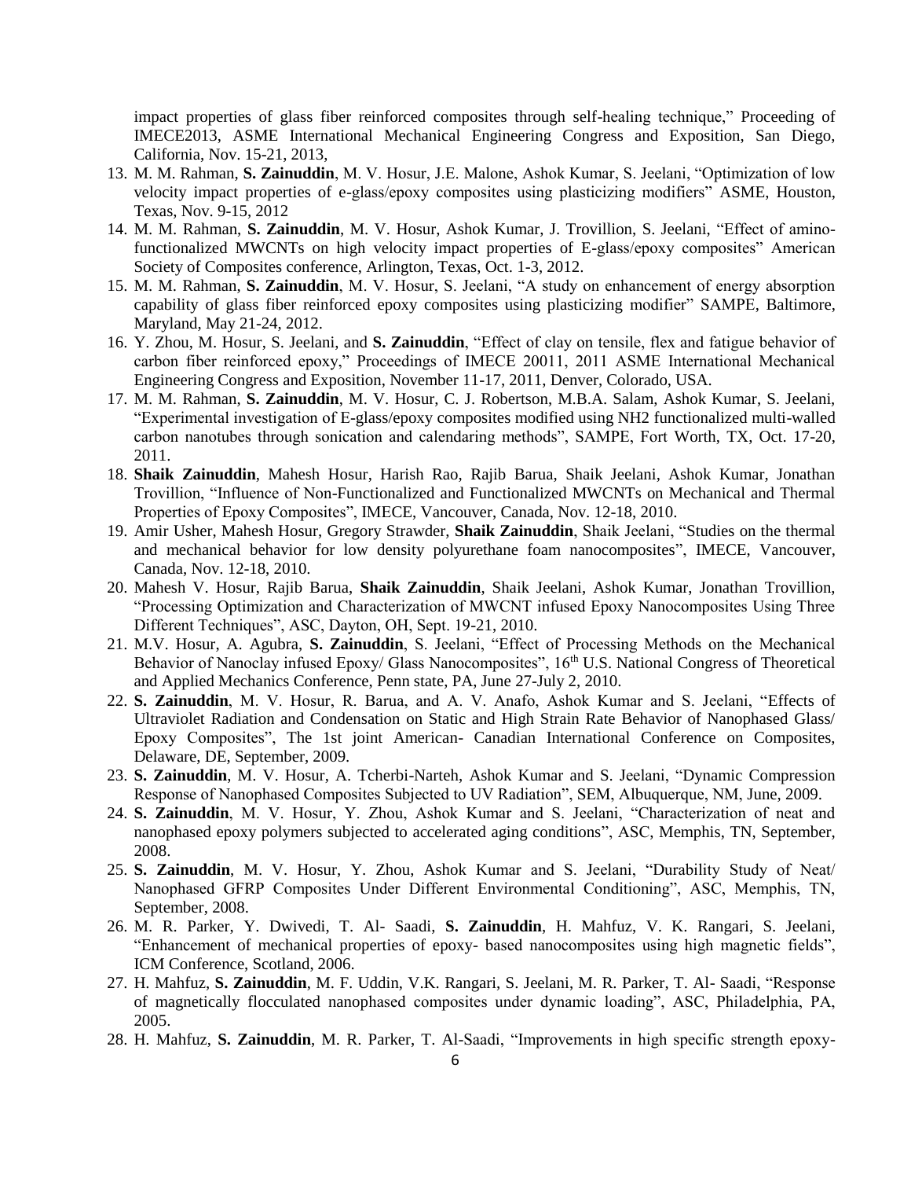impact properties of glass fiber reinforced composites through self-healing technique," Proceeding of IMECE2013, ASME International Mechanical Engineering Congress and Exposition, San Diego, California, Nov. 15-21, 2013,

13. M. M. Rahman, **S. Zainuddin**, M. V. Hosur, J.E. Malone, Ashok Kumar, S. Jeelani, "Optimization of low velocity impact properties of e-glass/epoxy composites using plasticizing modifiers" ASME, Houston, Texas, Nov. 9-15, 2012
14. M. M. Rahman, **S. Zainuddin**, M. V. Hosur, Ashok Kumar, J. Trovillion, S. Jeelani, "Effect of amino-functionalized MWCNTs on high velocity impact properties of E-glass/epoxy composites" American Society of Composites conference, Arlington, Texas, Oct. 1-3, 2012.
15. M. M. Rahman, **S. Zainuddin**, M. V. Hosur, S. Jeelani, "A study on enhancement of energy absorption capability of glass fiber reinforced epoxy composites using plasticizing modifier" SAMPE, Baltimore, Maryland, May 21-24, 2012.
16. Y. Zhou, M. Hosur, S. Jeelani, and **S. Zainuddin**, "Effect of clay on tensile, flex and fatigue behavior of carbon fiber reinforced epoxy," Proceedings of IMECE 20011, 2011 ASME International Mechanical Engineering Congress and Exposition, November 11-17, 2011, Denver, Colorado, USA.
17. M. M. Rahman, **S. Zainuddin**, M. V. Hosur, C. J. Robertson, M.B.A. Salam, Ashok Kumar, S. Jeelani, "Experimental investigation of E-glass/epoxy composites modified using NH2 functionalized multi-walled carbon nanotubes through sonication and calendaring methods", SAMPE, Fort Worth, TX, Oct. 17-20, 2011.
18. **Shaik Zainuddin**, Mahesh Hosur, Harish Rao, Rajib Barua, Shaik Jeelani, Ashok Kumar, Jonathan Trovillion, "Influence of Non-Functionalized and Functionalized MWCNTs on Mechanical and Thermal Properties of Epoxy Composites", IMECE, Vancouver, Canada, Nov. 12-18, 2010.
19. Amir Usher, Mahesh Hosur, Gregory Strawder, **Shaik Zainuddin**, Shaik Jeelani, "Studies on the thermal and mechanical behavior for low density polyurethane foam nanocomposites", IMECE, Vancouver, Canada, Nov. 12-18, 2010.
20. Mahesh V. Hosur, Rajib Barua, **Shaik Zainuddin**, Shaik Jeelani, Ashok Kumar, Jonathan Trovillion, "Processing Optimization and Characterization of MWCNT infused Epoxy Nanocomposites Using Three Different Techniques", ASC, Dayton, OH, Sept. 19-21, 2010.
21. M.V. Hosur, A. Agubra, **S. Zainuddin**, S. Jeelani, "Effect of Processing Methods on the Mechanical Behavior of Nanoclay infused Epoxy/ Glass Nanocomposites", 16th U.S. National Congress of Theoretical and Applied Mechanics Conference, Penn state, PA, June 27-July 2, 2010.
22. **S. Zainuddin**, M. V. Hosur, R. Barua, and A. V. Anafo, Ashok Kumar and S. Jeelani, "Effects of Ultraviolet Radiation and Condensation on Static and High Strain Rate Behavior of Nanophased Glass/ Epoxy Composites", The 1st joint American- Canadian International Conference on Composites, Delaware, DE, September, 2009.
23. **S. Zainuddin**, M. V. Hosur, A. Tcherbi-Narteh, Ashok Kumar and S. Jeelani, "Dynamic Compression Response of Nanophased Composites Subjected to UV Radiation", SEM, Albuquerque, NM, June, 2009.
24. **S. Zainuddin**, M. V. Hosur, Y. Zhou, Ashok Kumar and S. Jeelani, "Characterization of neat and nanophased epoxy polymers subjected to accelerated aging conditions", ASC, Memphis, TN, September, 2008.
25. **S. Zainuddin**, M. V. Hosur, Y. Zhou, Ashok Kumar and S. Jeelani, "Durability Study of Neat/ Nanophased GFRP Composites Under Different Environmental Conditioning", ASC, Memphis, TN, September, 2008.
26. M. R. Parker, Y. Dwivedi, T. Al- Saadi, **S. Zainuddin**, H. Mahfuz, V. K. Rangari, S. Jeelani, "Enhancement of mechanical properties of epoxy- based nanocomposites using high magnetic fields", ICM Conference, Scotland, 2006.
27. H. Mahfuz, **S. Zainuddin**, M. F. Uddin, V.K. Rangari, S. Jeelani, M. R. Parker, T. Al- Saadi, "Response of magnetically flocculated nanophased composites under dynamic loading", ASC, Philadelphia, PA, 2005.
28. H. Mahfuz, **S. Zainuddin**, M. R. Parker, T. Al-Saadi, "Improvements in high specific strength epoxy-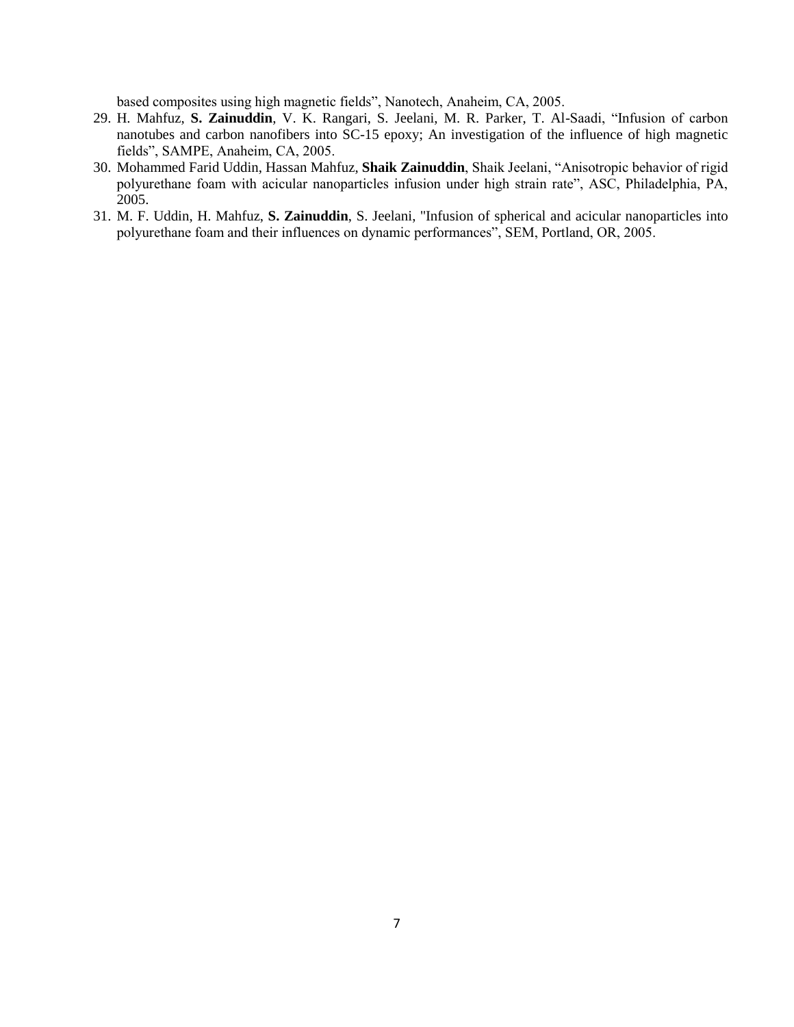based composites using high magnetic fields", Nanotech, Anaheim, CA, 2005.

29. H. Mahfuz, **S. Zainuddin**, V. K. Rangari, S. Jeelani, M. R. Parker, T. Al-Saadi, "Infusion of carbon nanotubes and carbon nanofibers into SC-15 epoxy; An investigation of the influence of high magnetic fields", SAMPE, Anaheim, CA, 2005.
30. Mohammed Farid Uddin, Hassan Mahfuz, **Shaik Zainuddin**, Shaik Jeelani, "Anisotropic behavior of rigid polyurethane foam with acicular nanoparticles infusion under high strain rate", ASC, Philadelphia, PA, 2005.
31. M. F. Uddin, H. Mahfuz, **S. Zainuddin**, S. Jeelani, "Infusion of spherical and acicular nanoparticles into polyurethane foam and their influences on dynamic performances", SEM, Portland, OR, 2005.